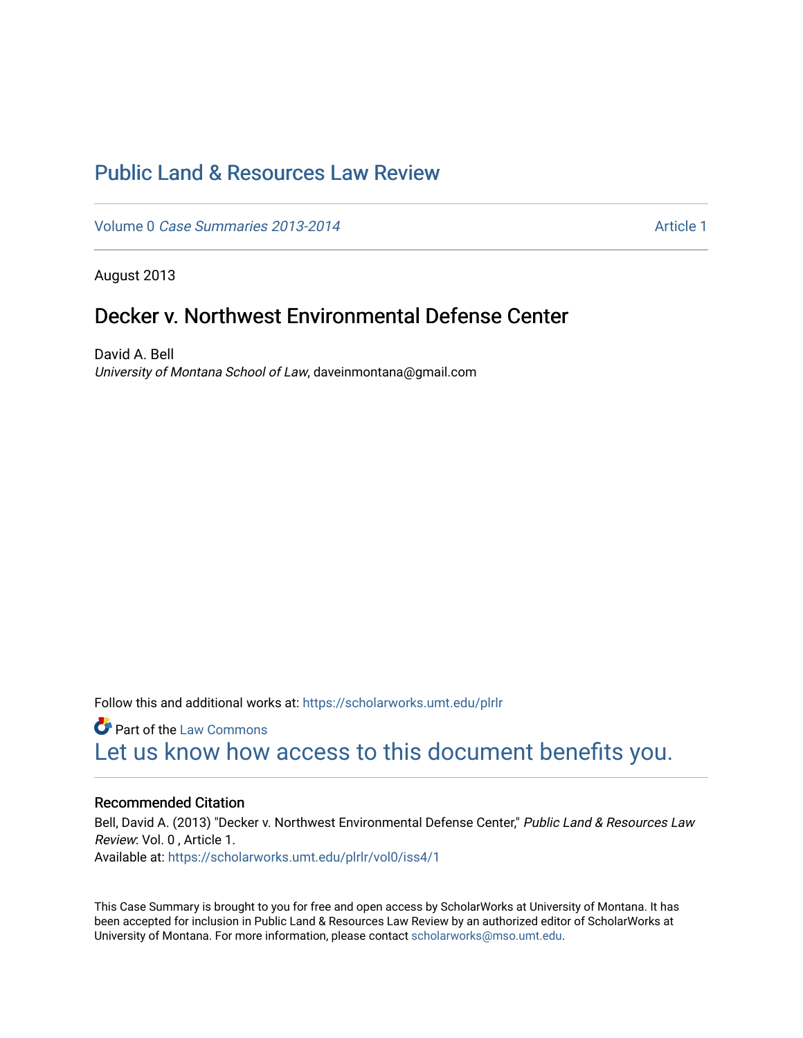# Public Land & Resources Law Review

Volume 0 *Case Summaries 2013-2014* Article 1

August 2013

## Decker v. Northwest Environmental Defense Center

David A. Bell
*University of Montana School of Law*, daveinmontana@gmail.com

Follow this and additional works at: https://scholarworks.umt.edu/plrlr

Part of the Law Commons
Let us know how access to this document benefits you.

### Recommended Citation

Bell, David A. (2013) "Decker v. Northwest Environmental Defense Center," *Public Land & Resources Law Review*: Vol. 0 , Article 1.
Available at: https://scholarworks.umt.edu/plrlr/vol0/iss4/1

This Case Summary is brought to you for free and open access by ScholarWorks at University of Montana. It has been accepted for inclusion in Public Land & Resources Law Review by an authorized editor of ScholarWorks at University of Montana. For more information, please contact scholarworks@mso.umt.edu.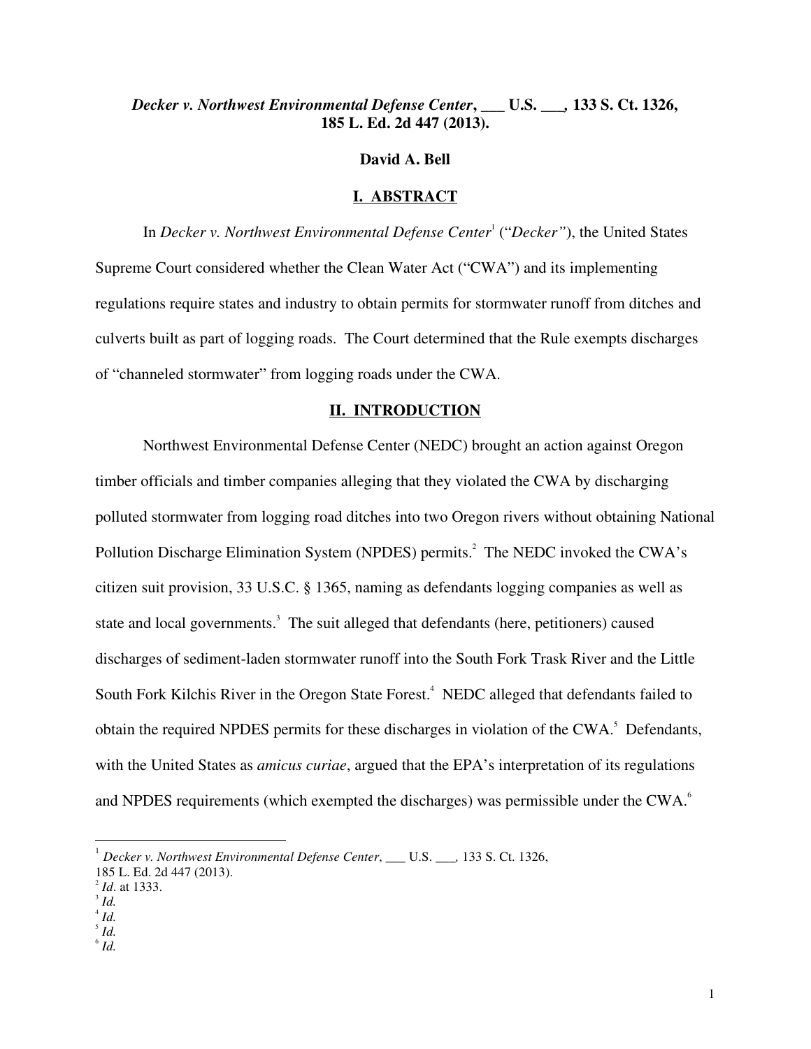***Decker v. Northwest Environmental Defense Center*, ___ U.S. ___, 133 S. Ct. 1326, 185 L. Ed. 2d 447 (2013).**

**David A. Bell**

## I. ABSTRACT

In *Decker v. Northwest Environmental Defense Center*[1] ("*Decker"*), the United States Supreme Court considered whether the Clean Water Act ("CWA") and its implementing regulations require states and industry to obtain permits for stormwater runoff from ditches and culverts built as part of logging roads. The Court determined that the Rule exempts discharges of "channeled stormwater" from logging roads under the CWA.

## II. INTRODUCTION

Northwest Environmental Defense Center (NEDC) brought an action against Oregon timber officials and timber companies alleging that they violated the CWA by discharging polluted stormwater from logging road ditches into two Oregon rivers without obtaining National Pollution Discharge Elimination System (NPDES) permits.[2] The NEDC invoked the CWA's citizen suit provision, 33 U.S.C. § 1365, naming as defendants logging companies as well as state and local governments.[3] The suit alleged that defendants (here, petitioners) caused discharges of sediment-laden stormwater runoff into the South Fork Trask River and the Little South Fork Kilchis River in the Oregon State Forest.[4] NEDC alleged that defendants failed to obtain the required NPDES permits for these discharges in violation of the CWA.[5] Defendants, with the United States as *amicus curiae*, argued that the EPA's interpretation of its regulations and NPDES requirements (which exempted the discharges) was permissible under the CWA.[6]

---

[1] *Decker v. Northwest Environmental Defense Center*, ___ U.S. ___, 133 S. Ct. 1326, 185 L. Ed. 2d 447 (2013).
[2] *Id*. at 1333.
[3] *Id.*
[4] *Id.*
[5] *Id.*
[6] *Id.*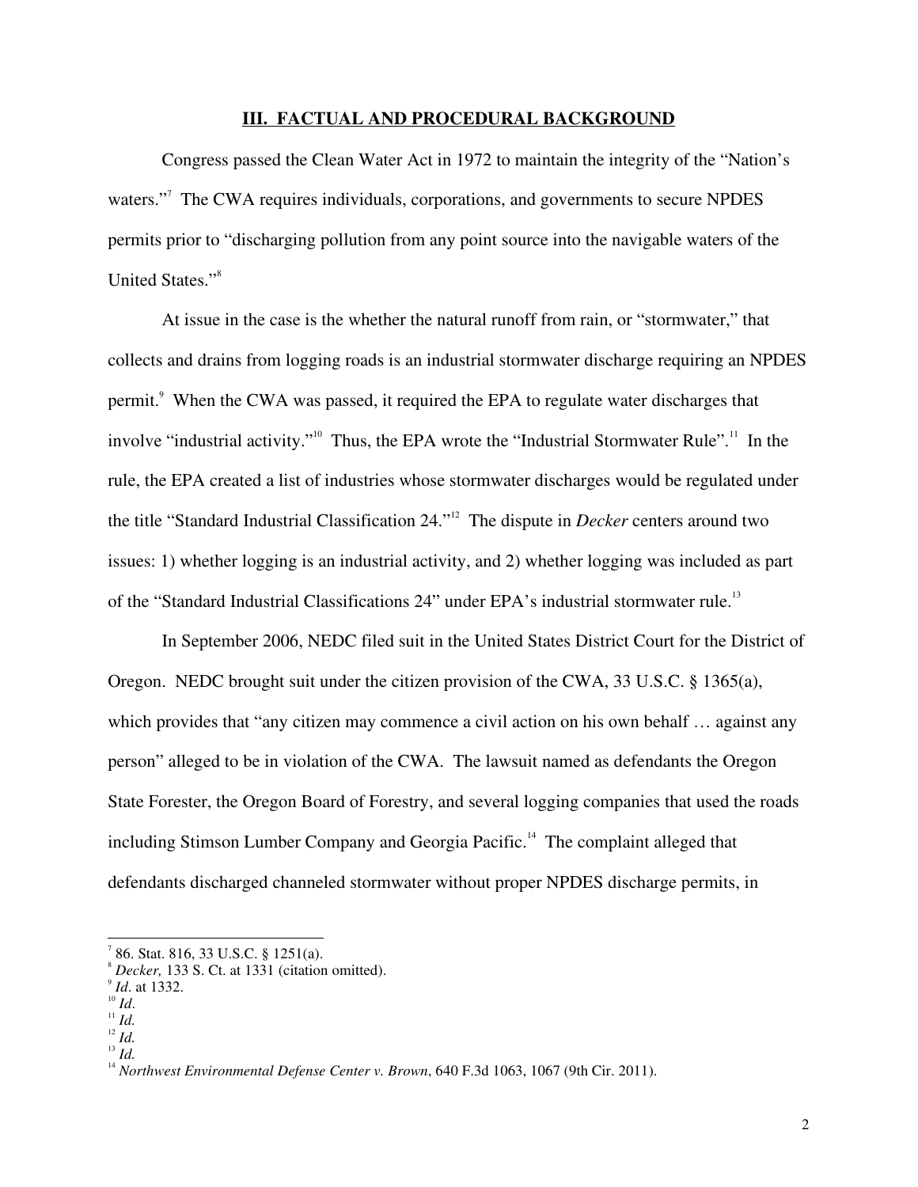## III. FACTUAL AND PROCEDURAL BACKGROUND

Congress passed the Clean Water Act in 1972 to maintain the integrity of the "Nation's waters."[7] The CWA requires individuals, corporations, and governments to secure NPDES permits prior to "discharging pollution from any point source into the navigable waters of the United States."[8]

At issue in the case is the whether the natural runoff from rain, or "stormwater," that collects and drains from logging roads is an industrial stormwater discharge requiring an NPDES permit.[9] When the CWA was passed, it required the EPA to regulate water discharges that involve "industrial activity."[10] Thus, the EPA wrote the "Industrial Stormwater Rule".[11] In the rule, the EPA created a list of industries whose stormwater discharges would be regulated under the title "Standard Industrial Classification 24."[12] The dispute in *Decker* centers around two issues: 1) whether logging is an industrial activity, and 2) whether logging was included as part of the "Standard Industrial Classifications 24" under EPA's industrial stormwater rule.[13]

In September 2006, NEDC filed suit in the United States District Court for the District of Oregon. NEDC brought suit under the citizen provision of the CWA, 33 U.S.C. § 1365(a), which provides that "any citizen may commence a civil action on his own behalf … against any person" alleged to be in violation of the CWA. The lawsuit named as defendants the Oregon State Forester, the Oregon Board of Forestry, and several logging companies that used the roads including Stimson Lumber Company and Georgia Pacific.[14] The complaint alleged that defendants discharged channeled stormwater without proper NPDES discharge permits, in

---

[7] 86. Stat. 816, 33 U.S.C. § 1251(a).
[8] *Decker,* 133 S. Ct. at 1331 (citation omitted).
[9] *Id*. at 1332.
[10] *Id*.
[11] *Id.*
[12] *Id.*
[13] *Id.*
[14] *Northwest Environmental Defense Center v. Brown*, 640 F.3d 1063, 1067 (9th Cir. 2011).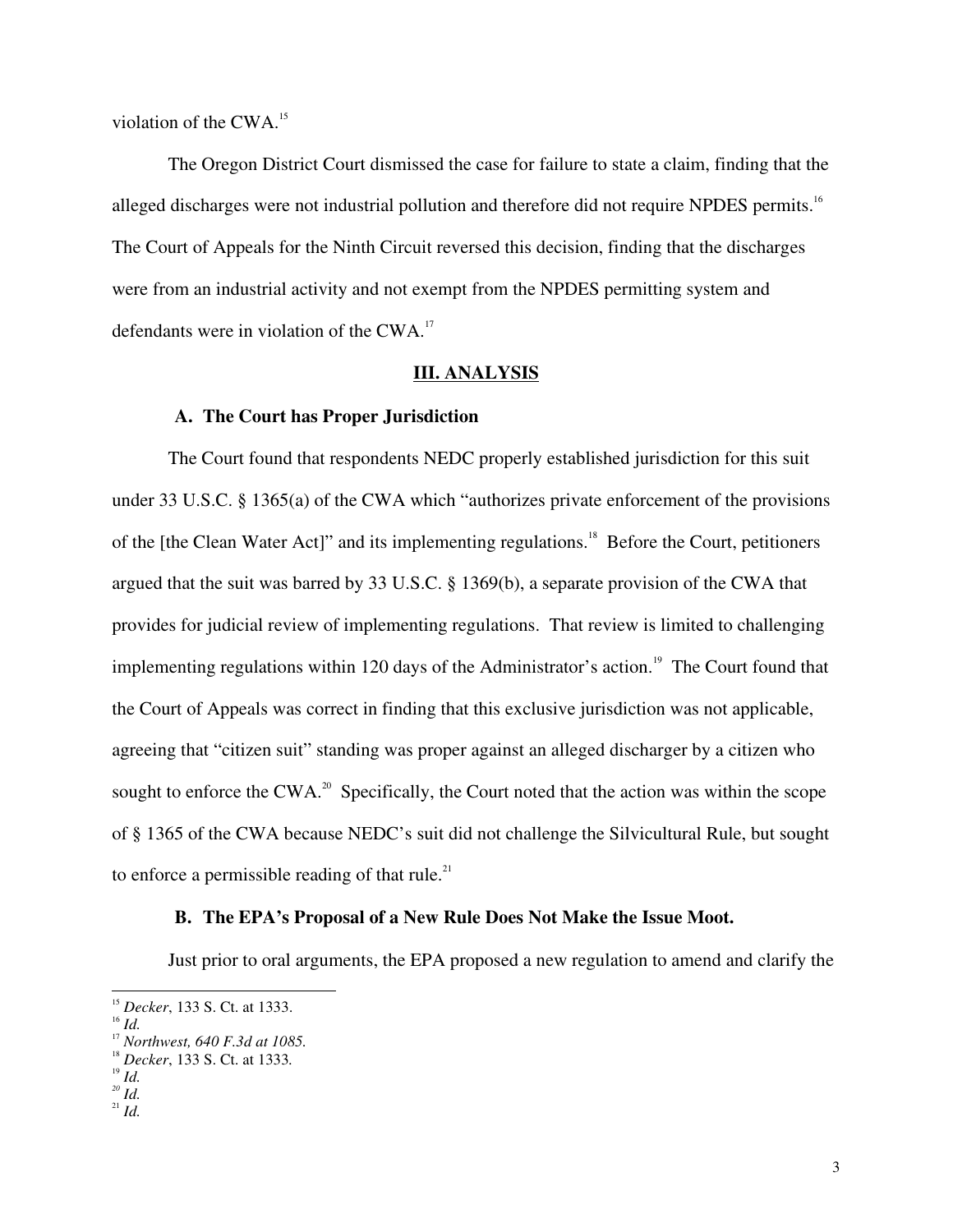violation of the CWA.[15]

The Oregon District Court dismissed the case for failure to state a claim, finding that the alleged discharges were not industrial pollution and therefore did not require NPDES permits.[16] The Court of Appeals for the Ninth Circuit reversed this decision, finding that the discharges were from an industrial activity and not exempt from the NPDES permitting system and defendants were in violation of the CWA.[17]

## III. ANALYSIS

### A. The Court has Proper Jurisdiction

The Court found that respondents NEDC properly established jurisdiction for this suit under 33 U.S.C. § 1365(a) of the CWA which "authorizes private enforcement of the provisions of the [the Clean Water Act]" and its implementing regulations.[18] Before the Court, petitioners argued that the suit was barred by 33 U.S.C. § 1369(b), a separate provision of the CWA that provides for judicial review of implementing regulations. That review is limited to challenging implementing regulations within 120 days of the Administrator's action.[19] The Court found that the Court of Appeals was correct in finding that this exclusive jurisdiction was not applicable, agreeing that "citizen suit" standing was proper against an alleged discharger by a citizen who sought to enforce the CWA.[20] Specifically, the Court noted that the action was within the scope of § 1365 of the CWA because NEDC's suit did not challenge the Silvicultural Rule, but sought to enforce a permissible reading of that rule.[21]

### B. The EPA's Proposal of a New Rule Does Not Make the Issue Moot.

Just prior to oral arguments, the EPA proposed a new regulation to amend and clarify the

---

[15] *Decker*, 133 S. Ct. at 1333.
[16] *Id.*
[17] *Northwest, 640 F.3d at 1085.*
[18] *Decker*, 133 S. Ct. at 1333.
[19] *Id.*
[20] *Id.*
[21] *Id.*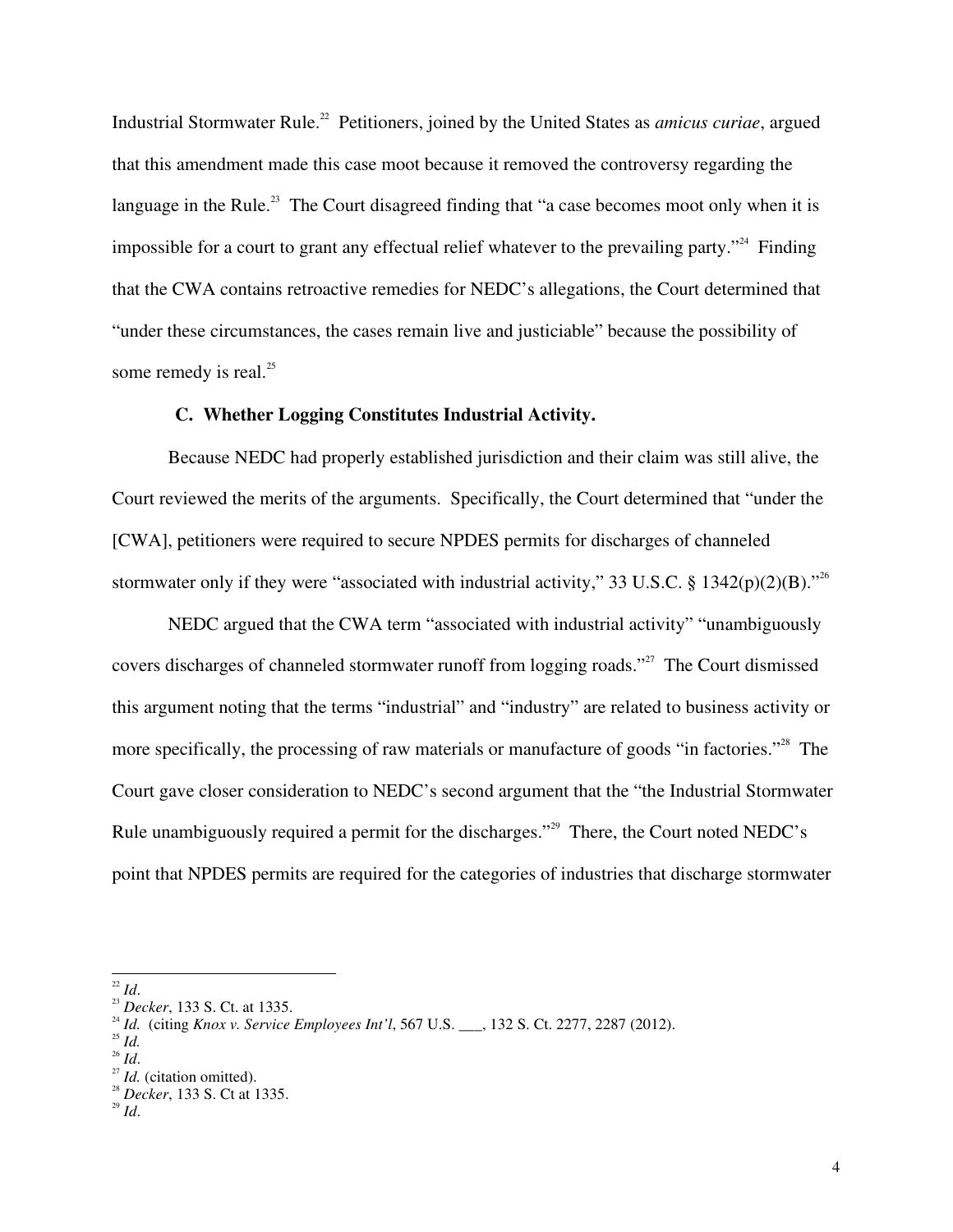Industrial Stormwater Rule.[22] Petitioners, joined by the United States as *amicus curiae*, argued that this amendment made this case moot because it removed the controversy regarding the language in the Rule.[23] The Court disagreed finding that "a case becomes moot only when it is impossible for a court to grant any effectual relief whatever to the prevailing party."[24] Finding that the CWA contains retroactive remedies for NEDC's allegations, the Court determined that "under these circumstances, the cases remain live and justiciable" because the possibility of some remedy is real.[25]

### C. Whether Logging Constitutes Industrial Activity.

Because NEDC had properly established jurisdiction and their claim was still alive, the Court reviewed the merits of the arguments. Specifically, the Court determined that "under the [CWA], petitioners were required to secure NPDES permits for discharges of channeled stormwater only if they were "associated with industrial activity," 33 U.S.C. § 1342(p)(2)(B)."[26]

NEDC argued that the CWA term "associated with industrial activity" "unambiguously covers discharges of channeled stormwater runoff from logging roads."[27] The Court dismissed this argument noting that the terms "industrial" and "industry" are related to business activity or more specifically, the processing of raw materials or manufacture of goods "in factories."[28] The Court gave closer consideration to NEDC's second argument that the "the Industrial Stormwater Rule unambiguously required a permit for the discharges."[29] There, the Court noted NEDC's point that NPDES permits are required for the categories of industries that discharge stormwater

---

[22] *Id*.

[23] *Decker*, 133 S. Ct. at 1335.

[24] *Id.* (citing *Knox v. Service Employees Int'l*, 567 U.S. ___, 132 S. Ct. 2277, 2287 (2012).

[25] *Id.*

[26] *Id*.

[27] *Id.* (citation omitted).

[28] *Decker*, 133 S. Ct at 1335.

[29] *Id*.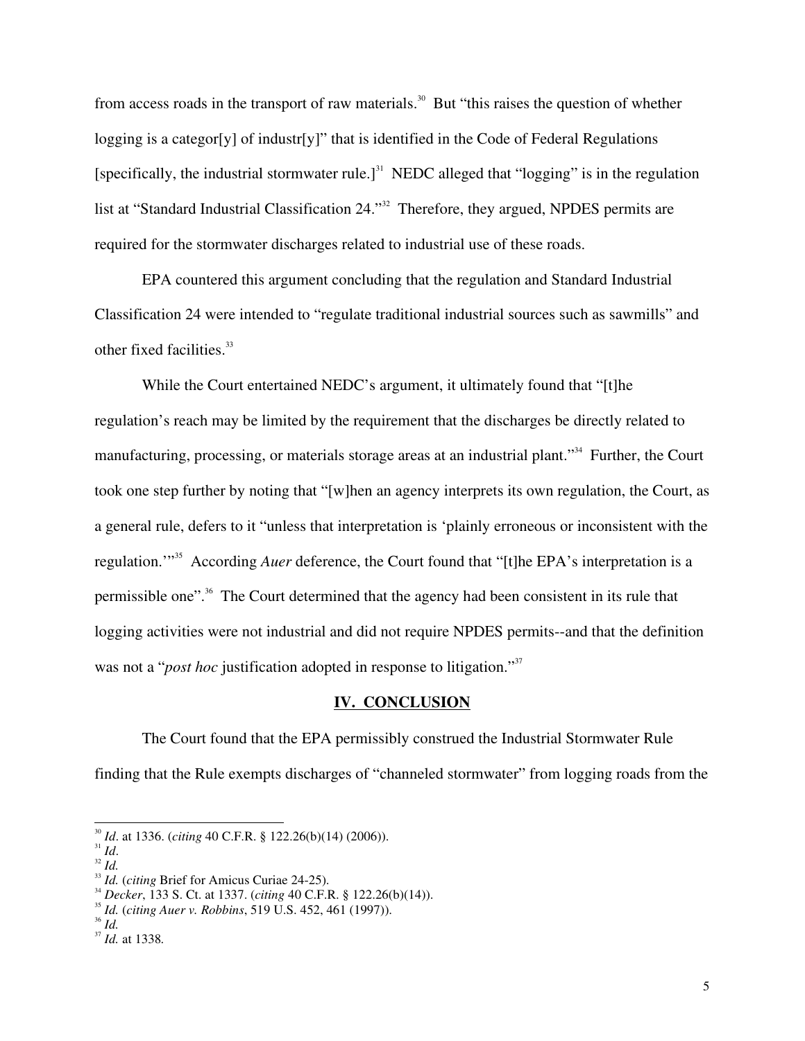from access roads in the transport of raw materials.[30] But "this raises the question of whether logging is a categor[y] of industr[y]" that is identified in the Code of Federal Regulations [specifically, the industrial stormwater rule.][31] NEDC alleged that "logging" is in the regulation list at "Standard Industrial Classification 24."[32] Therefore, they argued, NPDES permits are required for the stormwater discharges related to industrial use of these roads.

EPA countered this argument concluding that the regulation and Standard Industrial Classification 24 were intended to "regulate traditional industrial sources such as sawmills" and other fixed facilities.[33]

While the Court entertained NEDC's argument, it ultimately found that "[t]he regulation's reach may be limited by the requirement that the discharges be directly related to manufacturing, processing, or materials storage areas at an industrial plant."[34] Further, the Court took one step further by noting that "[w]hen an agency interprets its own regulation, the Court, as a general rule, defers to it "unless that interpretation is 'plainly erroneous or inconsistent with the regulation.'"[35] According *Auer* deference, the Court found that "[t]he EPA's interpretation is a permissible one".[36] The Court determined that the agency had been consistent in its rule that logging activities were not industrial and did not require NPDES permits--and that the definition was not a "*post hoc* justification adopted in response to litigation."[37]

## IV. CONCLUSION

The Court found that the EPA permissibly construed the Industrial Stormwater Rule finding that the Rule exempts discharges of "channeled stormwater" from logging roads from the

---

[30] *Id*. at 1336. (*citing* 40 C.F.R. § 122.26(b)(14) (2006)).
[31] *Id*.
[32] *Id.*
[33] *Id.* (*citing* Brief for Amicus Curiae 24-25).
[34] *Decker*, 133 S. Ct. at 1337. (*citing* 40 C.F.R. § 122.26(b)(14)).
[35] *Id.* (*citing Auer v. Robbins*, 519 U.S. 452, 461 (1997)).
[36] *Id.*
[37] *Id.* at 1338.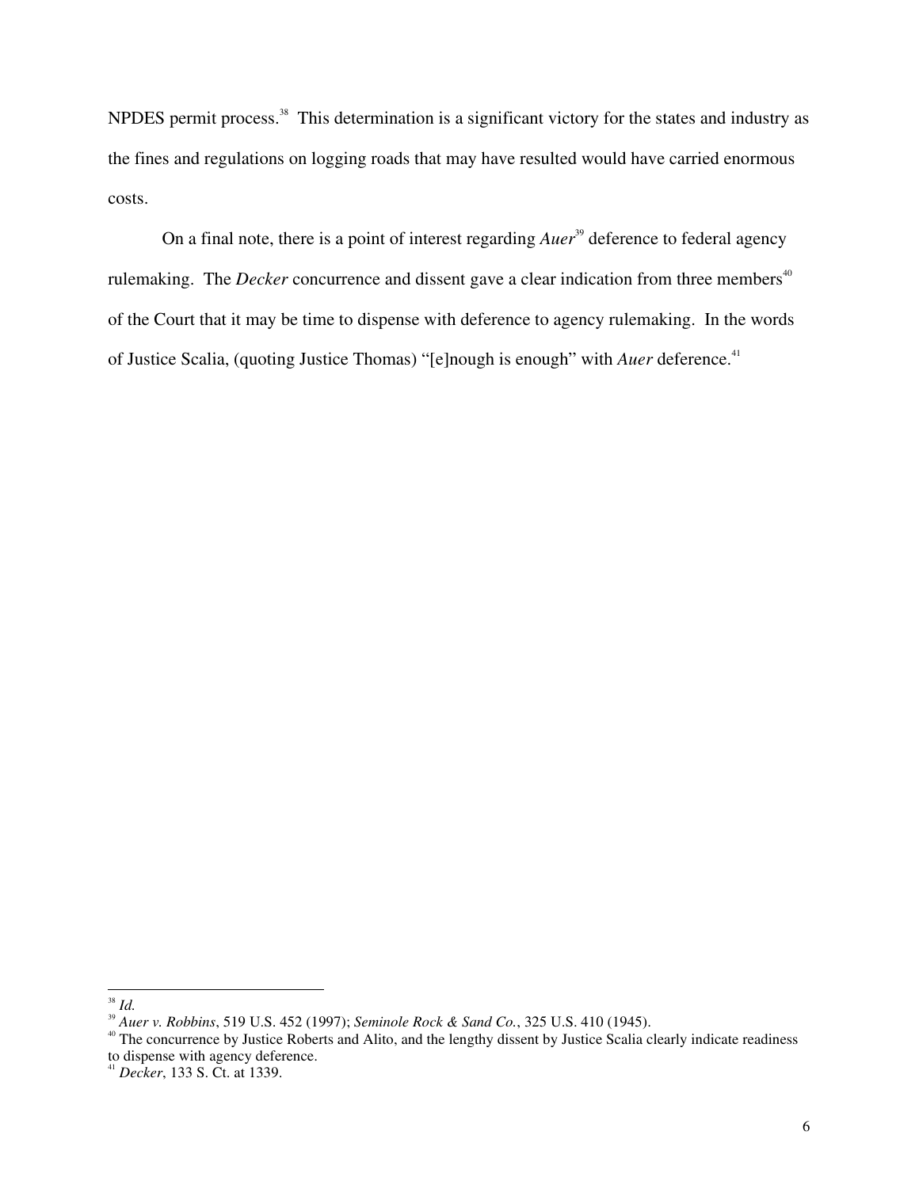NPDES permit process.[38] This determination is a significant victory for the states and industry as the fines and regulations on logging roads that may have resulted would have carried enormous costs.

On a final note, there is a point of interest regarding *Auer*[39] deference to federal agency rulemaking. The *Decker* concurrence and dissent gave a clear indication from three members[40] of the Court that it may be time to dispense with deference to agency rulemaking. In the words of Justice Scalia, (quoting Justice Thomas) "[e]nough is enough" with *Auer* deference.[41]

---

[38] *Id.*

[39] *Auer v. Robbins*, 519 U.S. 452 (1997); *Seminole Rock & Sand Co.*, 325 U.S. 410 (1945).

[40] The concurrence by Justice Roberts and Alito, and the lengthy dissent by Justice Scalia clearly indicate readiness to dispense with agency deference.

[41] *Decker*, 133 S. Ct. at 1339.